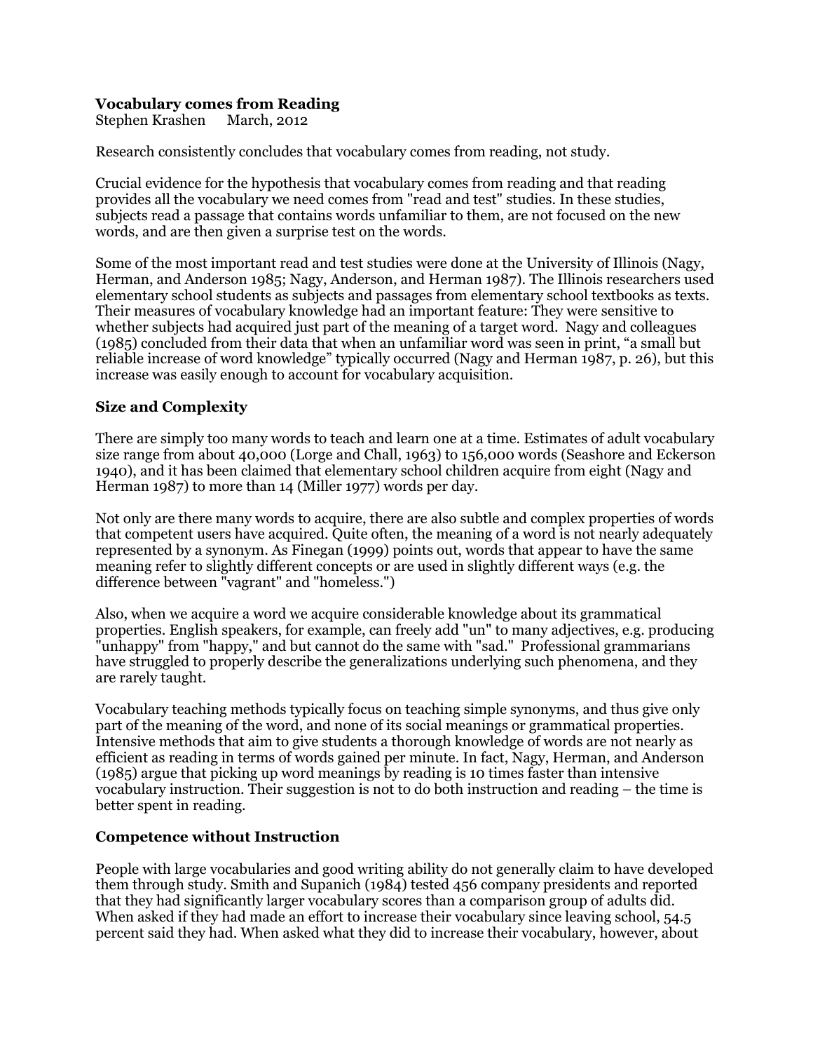**Vocabulary comes from Reading**

Stephen Krashen  March, 2012

Research consistently concludes that vocabulary comes from reading, not study.

Crucial evidence for the hypothesis that vocabulary comes from reading and that reading provides all the vocabulary we need comes from "read and test" studies. In these studies, subjects read a passage that contains words unfamiliar to them, are not focused on the new words, and are then given a surprise test on the words.

Some of the most important read and test studies were done at the University of Illinois (Nagy, Herman, and Anderson 1985; Nagy, Anderson, and Herman 1987). The Illinois researchers used elementary school students as subjects and passages from elementary school textbooks as texts. Their measures of vocabulary knowledge had an important feature: They were sensitive to whether subjects had acquired just part of the meaning of a target word. Nagy and colleagues (1985) concluded from their data that when an unfamiliar word was seen in print, "a small but reliable increase of word knowledge" typically occurred (Nagy and Herman 1987, p. 26), but this increase was easily enough to account for vocabulary acquisition.

## Size and Complexity

There are simply too many words to teach and learn one at a time. Estimates of adult vocabulary size range from about 40,000 (Lorge and Chall, 1963) to 156,000 words (Seashore and Eckerson 1940), and it has been claimed that elementary school children acquire from eight (Nagy and Herman 1987) to more than 14 (Miller 1977) words per day.

Not only are there many words to acquire, there are also subtle and complex properties of words that competent users have acquired. Quite often, the meaning of a word is not nearly adequately represented by a synonym. As Finegan (1999) points out, words that appear to have the same meaning refer to slightly different concepts or are used in slightly different ways (e.g. the difference between "vagrant" and "homeless.")

Also, when we acquire a word we acquire considerable knowledge about its grammatical properties. English speakers, for example, can freely add "un" to many adjectives, e.g. producing "unhappy" from "happy," and but cannot do the same with "sad." Professional grammarians have struggled to properly describe the generalizations underlying such phenomena, and they are rarely taught.

Vocabulary teaching methods typically focus on teaching simple synonyms, and thus give only part of the meaning of the word, and none of its social meanings or grammatical properties. Intensive methods that aim to give students a thorough knowledge of words are not nearly as efficient as reading in terms of words gained per minute. In fact, Nagy, Herman, and Anderson (1985) argue that picking up word meanings by reading is 10 times faster than intensive vocabulary instruction. Their suggestion is not to do both instruction and reading – the time is better spent in reading.

## Competence without Instruction

People with large vocabularies and good writing ability do not generally claim to have developed them through study. Smith and Supanich (1984) tested 456 company presidents and reported that they had significantly larger vocabulary scores than a comparison group of adults did. When asked if they had made an effort to increase their vocabulary since leaving school, 54.5 percent said they had. When asked what they did to increase their vocabulary, however, about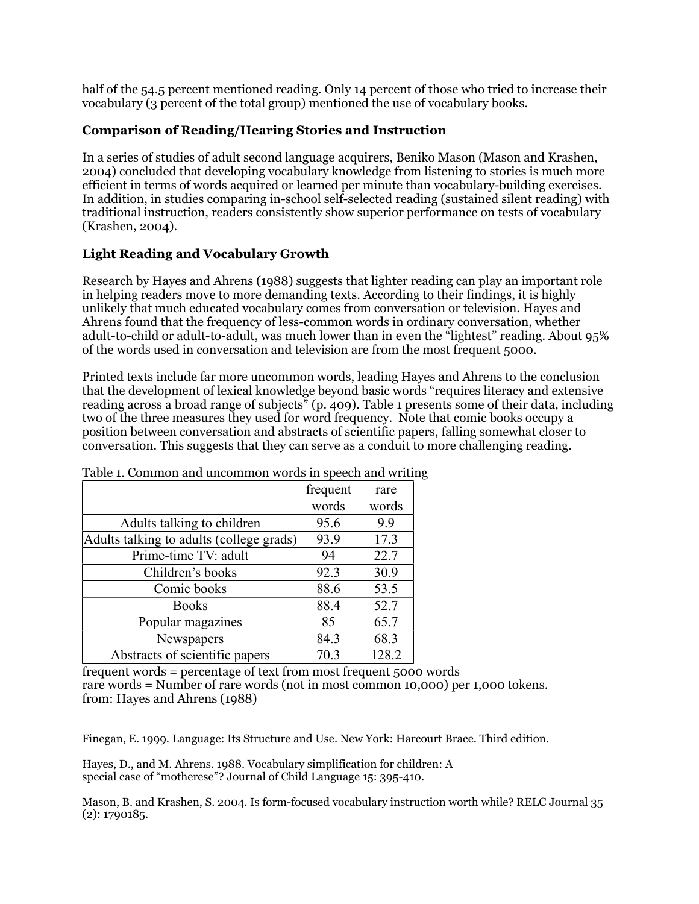half of the 54.5 percent mentioned reading. Only 14 percent of those who tried to increase their vocabulary (3 percent of the total group) mentioned the use of vocabulary books.

### Comparison of Reading/Hearing Stories and Instruction

In a series of studies of adult second language acquirers, Beniko Mason (Mason and Krashen, 2004) concluded that developing vocabulary knowledge from listening to stories is much more efficient in terms of words acquired or learned per minute than vocabulary-building exercises. In addition, in studies comparing in-school self-selected reading (sustained silent reading) with traditional instruction, readers consistently show superior performance on tests of vocabulary (Krashen, 2004).

### Light Reading and Vocabulary Growth

Research by Hayes and Ahrens (1988) suggests that lighter reading can play an important role in helping readers move to more demanding texts. According to their findings, it is highly unlikely that much educated vocabulary comes from conversation or television. Hayes and Ahrens found that the frequency of less-common words in ordinary conversation, whether adult-to-child or adult-to-adult, was much lower than in even the "lightest" reading. About 95% of the words used in conversation and television are from the most frequent 5000.

Printed texts include far more uncommon words, leading Hayes and Ahrens to the conclusion that the development of lexical knowledge beyond basic words "requires literacy and extensive reading across a broad range of subjects" (p. 409). Table 1 presents some of their data, including two of the three measures they used for word frequency. Note that comic books occupy a position between conversation and abstracts of scientific papers, falling somewhat closer to conversation. This suggests that they can serve as a conduit to more challenging reading.

Table 1. Common and uncommon words in speech and writing

| | frequent words | rare words |
|---|---|---|
| Adults talking to children | 95.6 | 9.9 |
| Adults talking to adults (college grads) | 93.9 | 17.3 |
| Prime-time TV: adult | 94 | 22.7 |
| Children's books | 92.3 | 30.9 |
| Comic books | 88.6 | 53.5 |
| Books | 88.4 | 52.7 |
| Popular magazines | 85 | 65.7 |
| Newspapers | 84.3 | 68.3 |
| Abstracts of scientific papers | 70.3 | 128.2 |

frequent words = percentage of text from most frequent 5000 words
rare words = Number of rare words (not in most common 10,000) per 1,000 tokens.
from: Hayes and Ahrens (1988)

Finegan, E. 1999. Language: Its Structure and Use. New York: Harcourt Brace. Third edition.

Hayes, D., and M. Ahrens. 1988. Vocabulary simplification for children: A special case of "motherese"? Journal of Child Language 15: 395-410.

Mason, B. and Krashen, S. 2004. Is form-focused vocabulary instruction worth while? RELC Journal 35 (2): 1790185.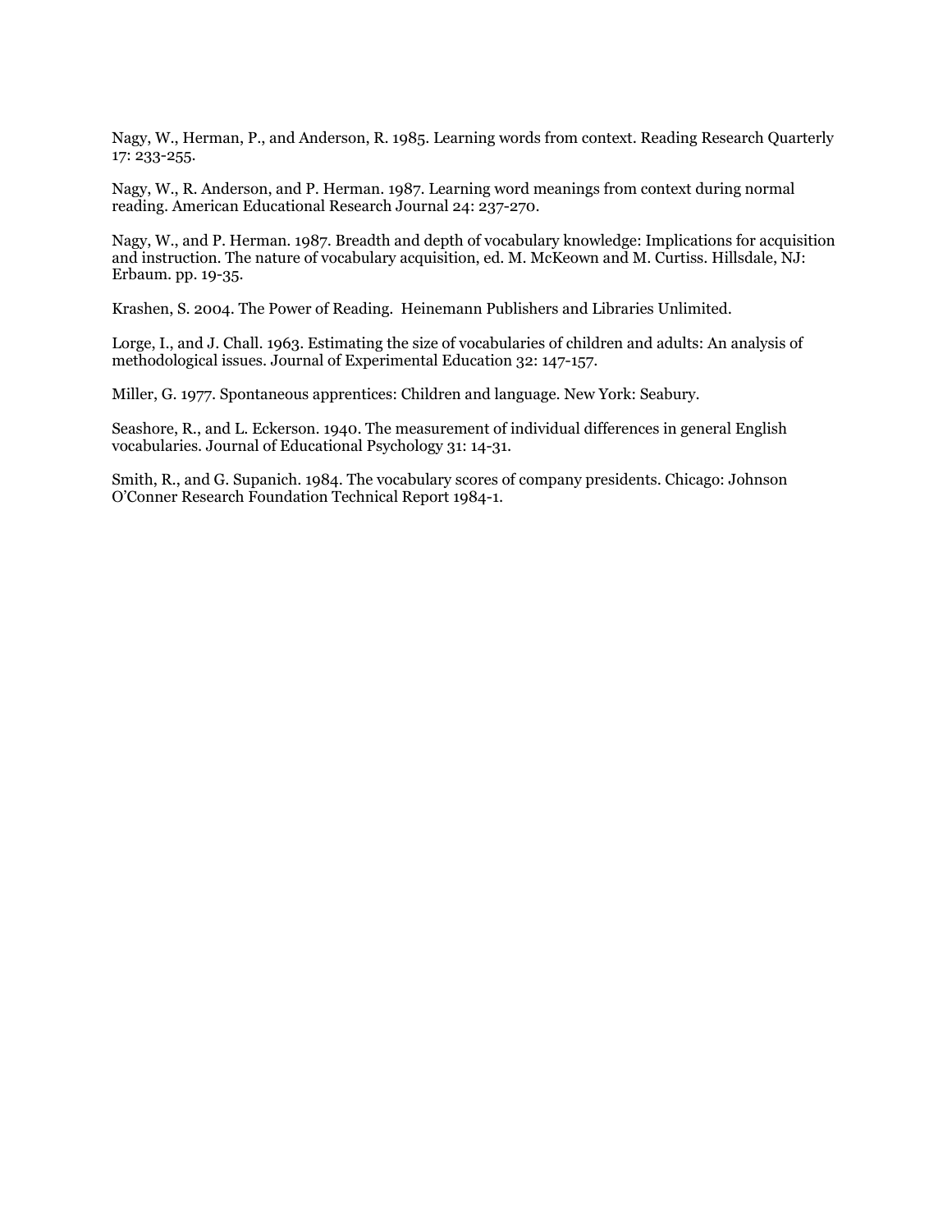Nagy, W., Herman, P., and Anderson, R. 1985. Learning words from context. Reading Research Quarterly 17: 233-255.

Nagy, W., R. Anderson, and P. Herman. 1987. Learning word meanings from context during normal reading. American Educational Research Journal 24: 237-270.

Nagy, W., and P. Herman. 1987. Breadth and depth of vocabulary knowledge: Implications for acquisition and instruction. The nature of vocabulary acquisition, ed. M. McKeown and M. Curtiss. Hillsdale, NJ: Erbaum. pp. 19-35.

Krashen, S. 2004. The Power of Reading. Heinemann Publishers and Libraries Unlimited.

Lorge, I., and J. Chall. 1963. Estimating the size of vocabularies of children and adults: An analysis of methodological issues. Journal of Experimental Education 32: 147-157.

Miller, G. 1977. Spontaneous apprentices: Children and language. New York: Seabury.

Seashore, R., and L. Eckerson. 1940. The measurement of individual differences in general English vocabularies. Journal of Educational Psychology 31: 14-31.

Smith, R., and G. Supanich. 1984. The vocabulary scores of company presidents. Chicago: Johnson O'Conner Research Foundation Technical Report 1984-1.